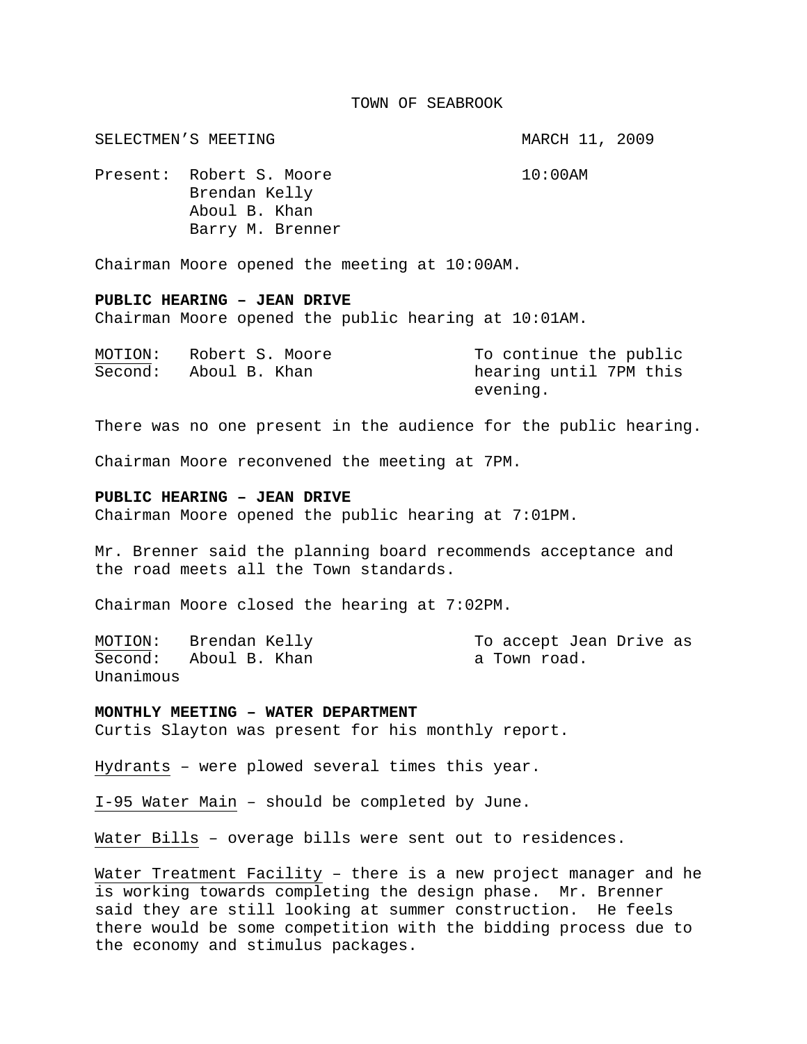# TOWN OF SEABROOK

SELECTMEN'S MEETING MARCH 11, 2009

Present: Robert S. Moore 10:00AM
Brendan Kelly
Aboul B. Khan
Barry M. Brenner

Chairman Moore opened the meeting at 10:00AM.

**PUBLIC HEARING – JEAN DRIVE**

Chairman Moore opened the public hearing at 10:01AM.

MOTION: Robert S. Moore — To continue the public hearing until 7PM this evening.
Second: Aboul B. Khan

There was no one present in the audience for the public hearing.

Chairman Moore reconvened the meeting at 7PM.

**PUBLIC HEARING – JEAN DRIVE**

Chairman Moore opened the public hearing at 7:01PM.

Mr. Brenner said the planning board recommends acceptance and the road meets all the Town standards.

Chairman Moore closed the hearing at 7:02PM.

MOTION: Brendan Kelly — To accept Jean Drive as a Town road.
Second: Aboul B. Khan
Unanimous

**MONTHLY MEETING – WATER DEPARTMENT**

Curtis Slayton was present for his monthly report.

Hydrants – were plowed several times this year.

I-95 Water Main – should be completed by June.

Water Bills – overage bills were sent out to residences.

Water Treatment Facility – there is a new project manager and he is working towards completing the design phase. Mr. Brenner said they are still looking at summer construction. He feels there would be some competition with the bidding process due to the economy and stimulus packages.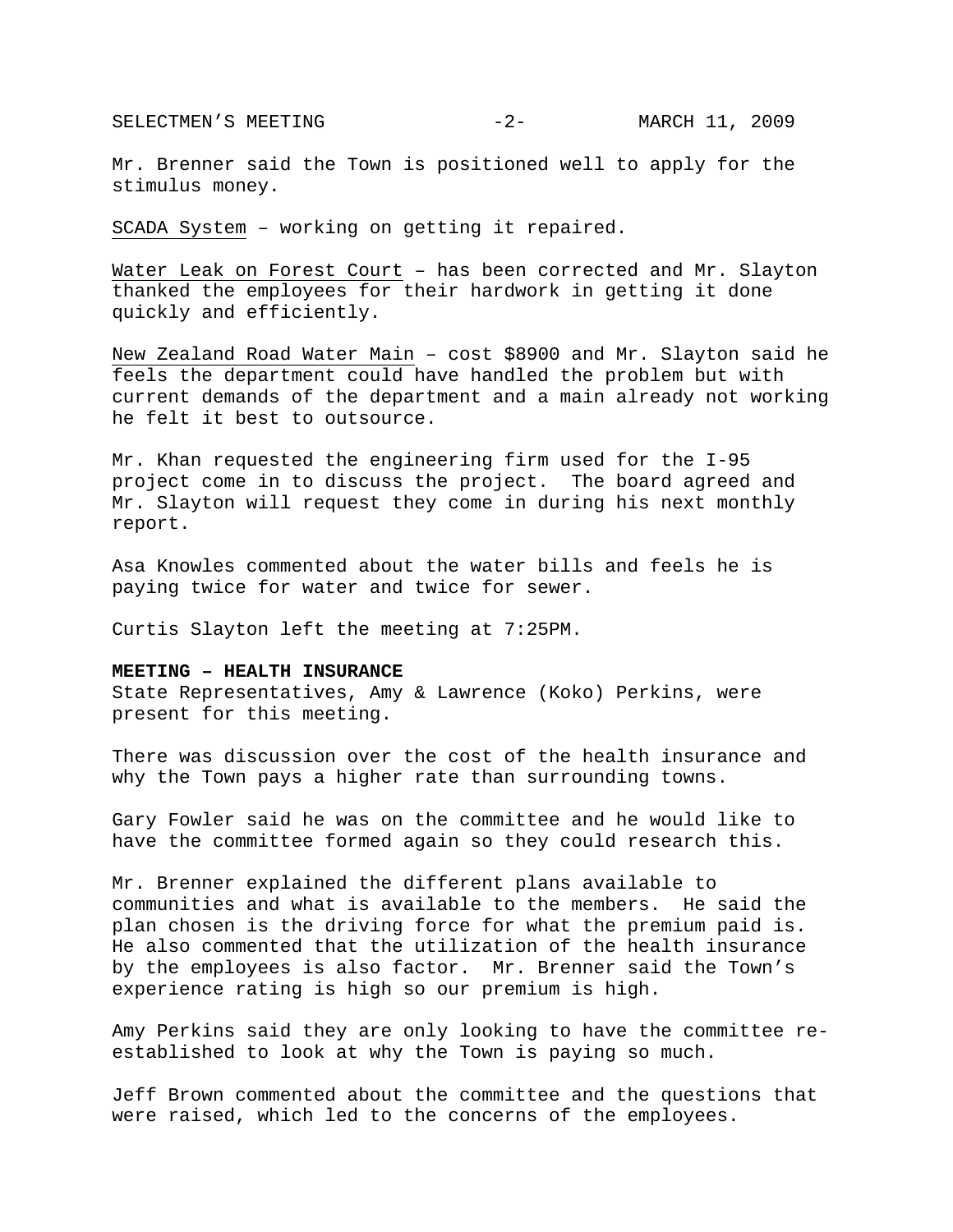Mr. Brenner said the Town is positioned well to apply for the stimulus money.

<u>SCADA System</u> – working on getting it repaired.

<u>Water Leak on Forest Court</u> – has been corrected and Mr. Slayton thanked the employees for their hardwork in getting it done quickly and efficiently.

<u>New Zealand Road Water Main</u> – cost $8900 and Mr. Slayton said he feels the department could have handled the problem but with current demands of the department and a main already not working he felt it best to outsource.

Mr. Khan requested the engineering firm used for the I-95 project come in to discuss the project. The board agreed and Mr. Slayton will request they come in during his next monthly report.

Asa Knowles commented about the water bills and feels he is paying twice for water and twice for sewer.

Curtis Slayton left the meeting at 7:25PM.

**MEETING – HEALTH INSURANCE**

State Representatives, Amy & Lawrence (Koko) Perkins, were present for this meeting.

There was discussion over the cost of the health insurance and why the Town pays a higher rate than surrounding towns.

Gary Fowler said he was on the committee and he would like to have the committee formed again so they could research this.

Mr. Brenner explained the different plans available to communities and what is available to the members. He said the plan chosen is the driving force for what the premium paid is. He also commented that the utilization of the health insurance by the employees is also factor. Mr. Brenner said the Town's experience rating is high so our premium is high.

Amy Perkins said they are only looking to have the committee re-established to look at why the Town is paying so much.

Jeff Brown commented about the committee and the questions that were raised, which led to the concerns of the employees.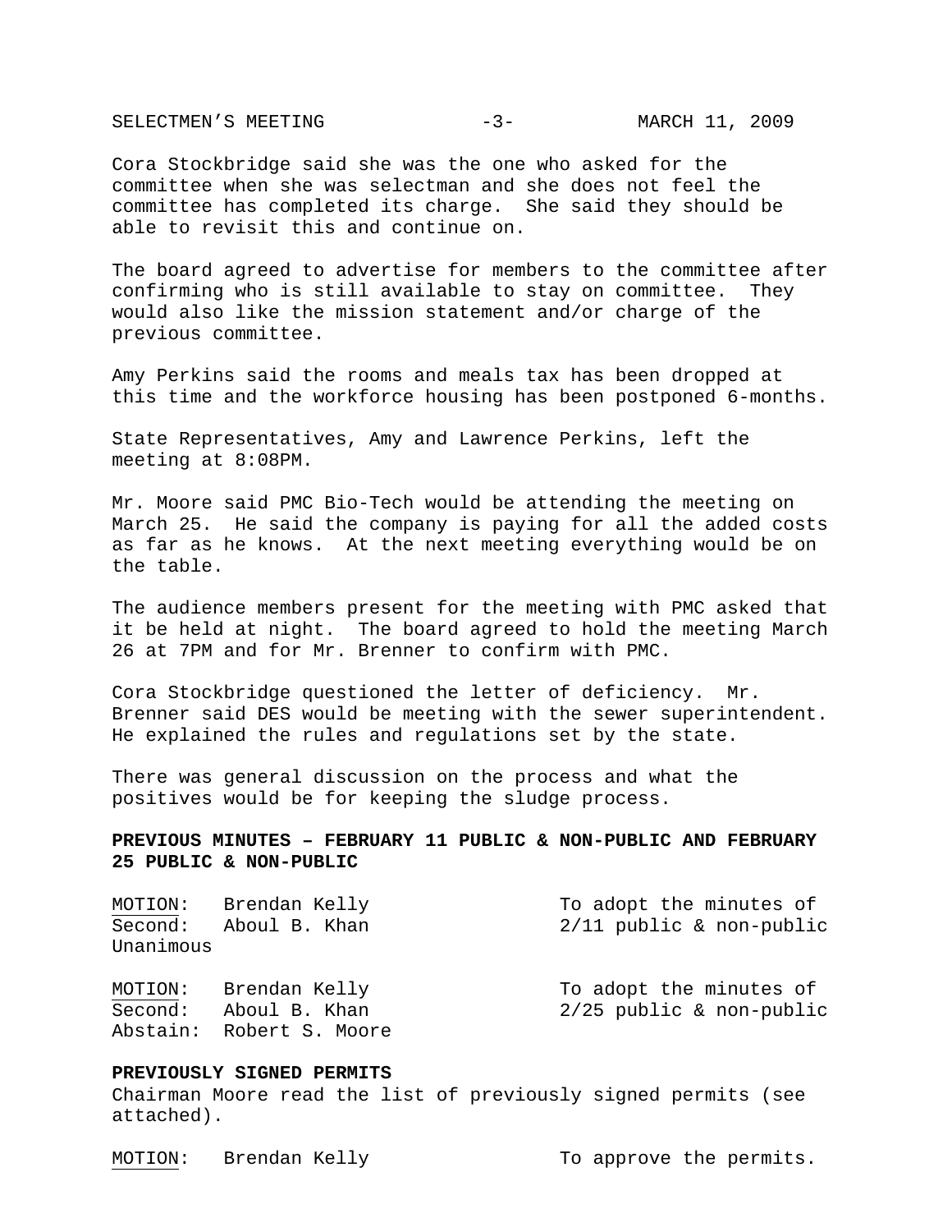Cora Stockbridge said she was the one who asked for the committee when she was selectman and she does not feel the committee has completed its charge. She said they should be able to revisit this and continue on.

The board agreed to advertise for members to the committee after confirming who is still available to stay on committee. They would also like the mission statement and/or charge of the previous committee.

Amy Perkins said the rooms and meals tax has been dropped at this time and the workforce housing has been postponed 6-months.

State Representatives, Amy and Lawrence Perkins, left the meeting at 8:08PM.

Mr. Moore said PMC Bio-Tech would be attending the meeting on March 25. He said the company is paying for all the added costs as far as he knows. At the next meeting everything would be on the table.

The audience members present for the meeting with PMC asked that it be held at night. The board agreed to hold the meeting March 26 at 7PM and for Mr. Brenner to confirm with PMC.

Cora Stockbridge questioned the letter of deficiency. Mr. Brenner said DES would be meeting with the sewer superintendent. He explained the rules and regulations set by the state.

There was general discussion on the process and what the positives would be for keeping the sludge process.

**PREVIOUS MINUTES – FEBRUARY 11 PUBLIC & NON-PUBLIC AND FEBRUARY 25 PUBLIC & NON-PUBLIC**

MOTION: Brendan Kelly — To adopt the minutes of 2/11 public & non-public
Second: Aboul B. Khan
Unanimous

MOTION: Brendan Kelly — To adopt the minutes of 2/25 public & non-public
Second: Aboul B. Khan
Abstain: Robert S. Moore

**PREVIOUSLY SIGNED PERMITS**

Chairman Moore read the list of previously signed permits (see attached).

MOTION: Brendan Kelly — To approve the permits.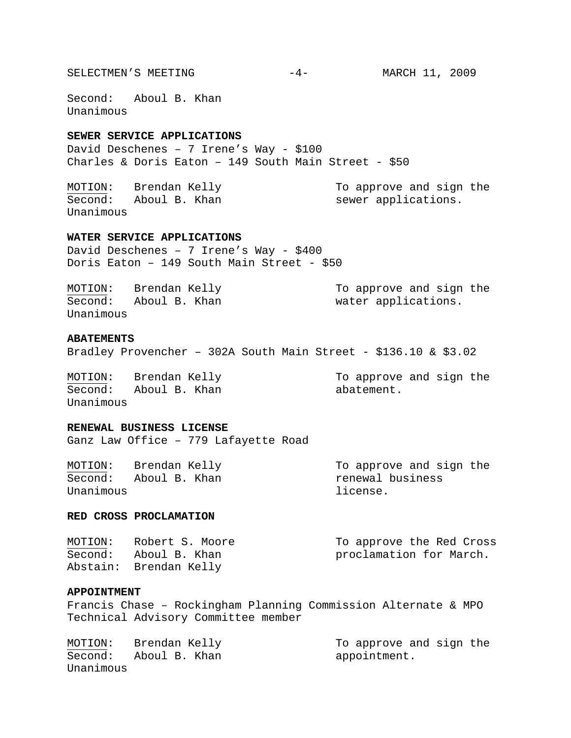Second: Aboul B. Khan
Unanimous

**SEWER SERVICE APPLICATIONS**

David Deschenes – 7 Irene's Way - $100
Charles & Doris Eaton – 149 South Main Street - $50

MOTION: Brendan Kelly
Second: Aboul B. Khan
Unanimous

To approve and sign the sewer applications.

**WATER SERVICE APPLICATIONS**

David Deschenes – 7 Irene's Way - $400
Doris Eaton – 149 South Main Street - $50

MOTION: Brendan Kelly
Second: Aboul B. Khan
Unanimous

To approve and sign the water applications.

**ABATEMENTS**

Bradley Provencher – 302A South Main Street - $136.10 & $3.02

MOTION: Brendan Kelly
Second: Aboul B. Khan
Unanimous

To approve and sign the abatement.

**RENEWAL BUSINESS LICENSE**

Ganz Law Office – 779 Lafayette Road

MOTION: Brendan Kelly
Second: Aboul B. Khan
Unanimous

To approve and sign the renewal business license.

**RED CROSS PROCLAMATION**

MOTION: Robert S. Moore
Second: Aboul B. Khan
Abstain: Brendan Kelly

To approve the Red Cross proclamation for March.

**APPOINTMENT**

Francis Chase – Rockingham Planning Commission Alternate & MPO Technical Advisory Committee member

MOTION: Brendan Kelly
Second: Aboul B. Khan
Unanimous

To approve and sign the appointment.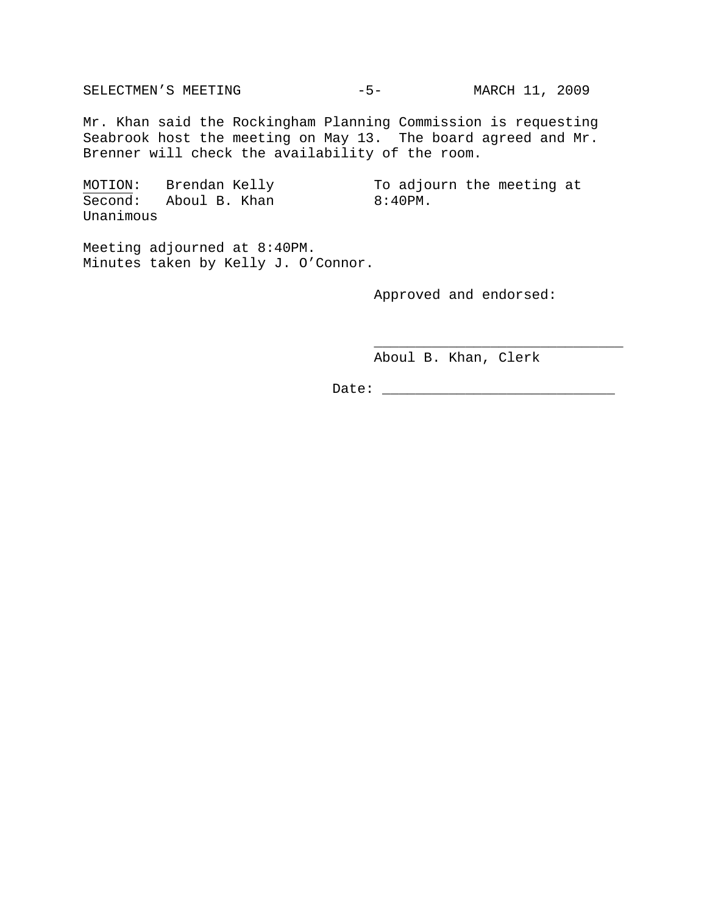Mr. Khan said the Rockingham Planning Commission is requesting Seabrook host the meeting on May 13. The board agreed and Mr. Brenner will check the availability of the room.

| | | |
|---|---|---|
| <u>MOTION</u>: | Brendan Kelly | To adjourn the meeting at 8:40PM. |
| Second: | Aboul B. Khan | |
| Unanimous | | |

Meeting adjourned at 8:40PM.
Minutes taken by Kelly J. O'Connor.

Approved and endorsed:

______________________________
Aboul B. Khan, Clerk

Date: ____________________________